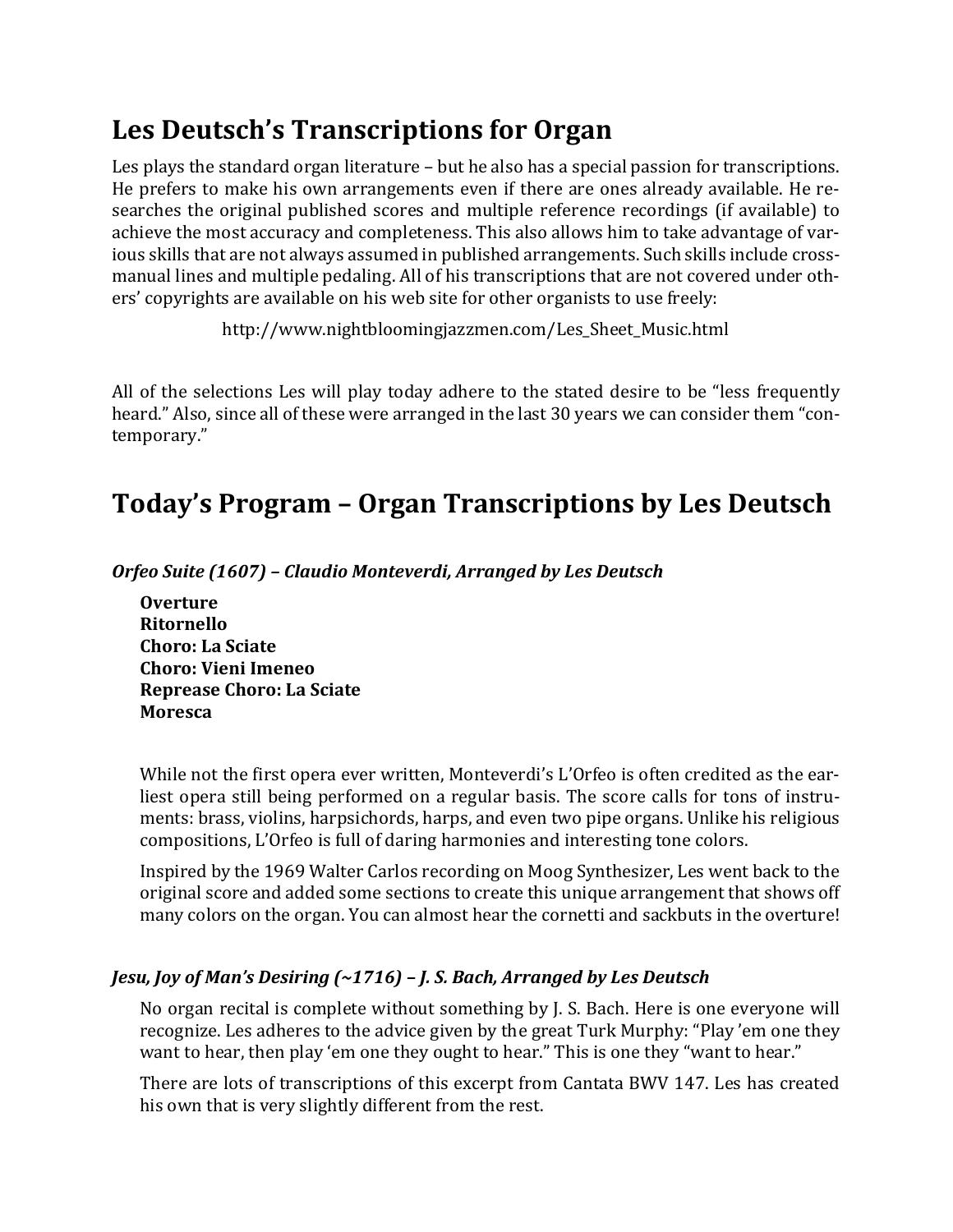## Les Deutsch's Transcriptions for Organ

Les plays the standard organ literature – but he also has a special passion for transcriptions. He prefers to make his own arrangements even if there are ones already available. He researches the original published scores and multiple reference recordings (if available) to achieve the most accuracy and completeness. This also allows him to take advantage of various skills that are not always assumed in published arrangements. Such skills include cross-manual lines and multiple pedaling. All of his transcriptions that are not covered under others' copyrights are available on his web site for other organists to use freely:

http://www.nightbloomingjazzmen.com/Les_Sheet_Music.html

All of the selections Les will play today adhere to the stated desire to be "less frequently heard." Also, since all of these were arranged in the last 30 years we can consider them "contemporary."

## Today's Program – Organ Transcriptions by Les Deutsch

***Orfeo Suite (1607) – Claudio Monteverdi, Arranged by Les Deutsch***

**Overture**
**Ritornello**
**Choro: La Sciate**
**Choro: Vieni Imeneo**
**Represe Choro: La Sciate**
**Moresca**

While not the first opera ever written, Monteverdi's L'Orfeo is often credited as the earliest opera still being performed on a regular basis. The score calls for tons of instruments: brass, violins, harpsichords, harps, and even two pipe organs. Unlike his religious compositions, L'Orfeo is full of daring harmonies and interesting tone colors.

Inspired by the 1969 Walter Carlos recording on Moog Synthesizer, Les went back to the original score and added some sections to create this unique arrangement that shows off many colors on the organ. You can almost hear the cornetti and sackbuts in the overture!

***Jesu, Joy of Man's Desiring (~1716) – J. S. Bach, Arranged by Les Deutsch***

No organ recital is complete without something by J. S. Bach. Here is one everyone will recognize. Les adheres to the advice given by the great Turk Murphy: "Play 'em one they want to hear, then play 'em one they ought to hear." This is one they "want to hear."

There are lots of transcriptions of this excerpt from Cantata BWV 147. Les has created his own that is very slightly different from the rest.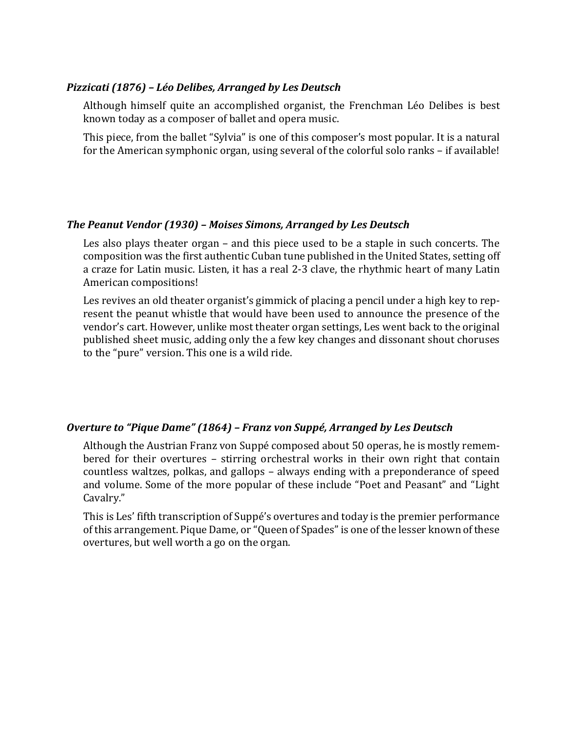***Pizzicati (1876) – Léo Delibes, Arranged by Les Deutsch***

Although himself quite an accomplished organist, the Frenchman Léo Delibes is best known today as a composer of ballet and opera music.

This piece, from the ballet "Sylvia" is one of this composer's most popular. It is a natural for the American symphonic organ, using several of the colorful solo ranks – if available!

***The Peanut Vendor (1930) – Moises Simons, Arranged by Les Deutsch***

Les also plays theater organ – and this piece used to be a staple in such concerts. The composition was the first authentic Cuban tune published in the United States, setting off a craze for Latin music. Listen, it has a real 2-3 clave, the rhythmic heart of many Latin American compositions!

Les revives an old theater organist's gimmick of placing a pencil under a high key to represent the peanut whistle that would have been used to announce the presence of the vendor's cart. However, unlike most theater organ settings, Les went back to the original published sheet music, adding only the a few key changes and dissonant shout choruses to the "pure" version. This one is a wild ride.

***Overture to "Pique Dame" (1864) – Franz von Suppé, Arranged by Les Deutsch***

Although the Austrian Franz von Suppé composed about 50 operas, he is mostly remembered for their overtures – stirring orchestral works in their own right that contain countless waltzes, polkas, and gallops – always ending with a preponderance of speed and volume. Some of the more popular of these include "Poet and Peasant" and "Light Cavalry."

This is Les' fifth transcription of Suppé's overtures and today is the premier performance of this arrangement. Pique Dame, or "Queen of Spades" is one of the lesser known of these overtures, but well worth a go on the organ.